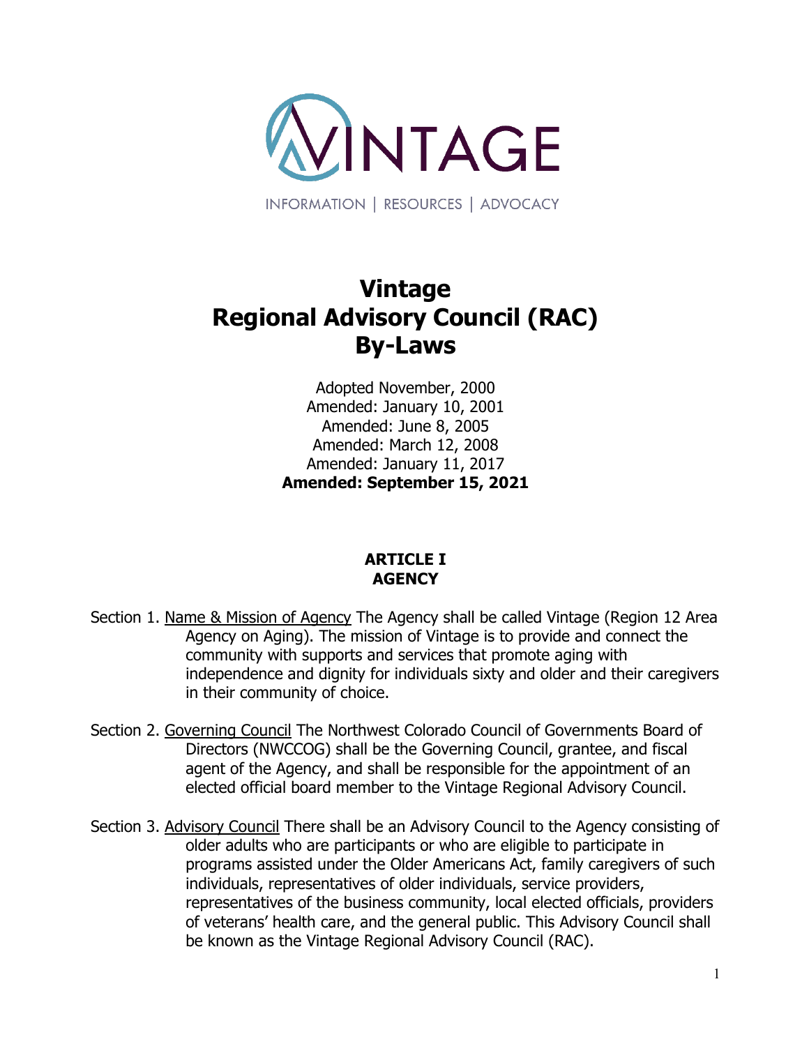VINTAGE

INFORMATION | RESOURCES | ADVOCACY

# Vintage
# Regional Advisory Council (RAC)
# By-Laws

Adopted November, 2000
Amended: January 10, 2001
Amended: June 8, 2005
Amended: March 12, 2008
Amended: January 11, 2017
**Amended: September 15, 2021**

## ARTICLE I
## AGENCY

Section 1. Name & Mission of Agency The Agency shall be called Vintage (Region 12 Area Agency on Aging). The mission of Vintage is to provide and connect the community with supports and services that promote aging with independence and dignity for individuals sixty and older and their caregivers in their community of choice.

Section 2. Governing Council The Northwest Colorado Council of Governments Board of Directors (NWCCOG) shall be the Governing Council, grantee, and fiscal agent of the Agency, and shall be responsible for the appointment of an elected official board member to the Vintage Regional Advisory Council.

Section 3. Advisory Council There shall be an Advisory Council to the Agency consisting of older adults who are participants or who are eligible to participate in programs assisted under the Older Americans Act, family caregivers of such individuals, representatives of older individuals, service providers, representatives of the business community, local elected officials, providers of veterans' health care, and the general public. This Advisory Council shall be known as the Vintage Regional Advisory Council (RAC).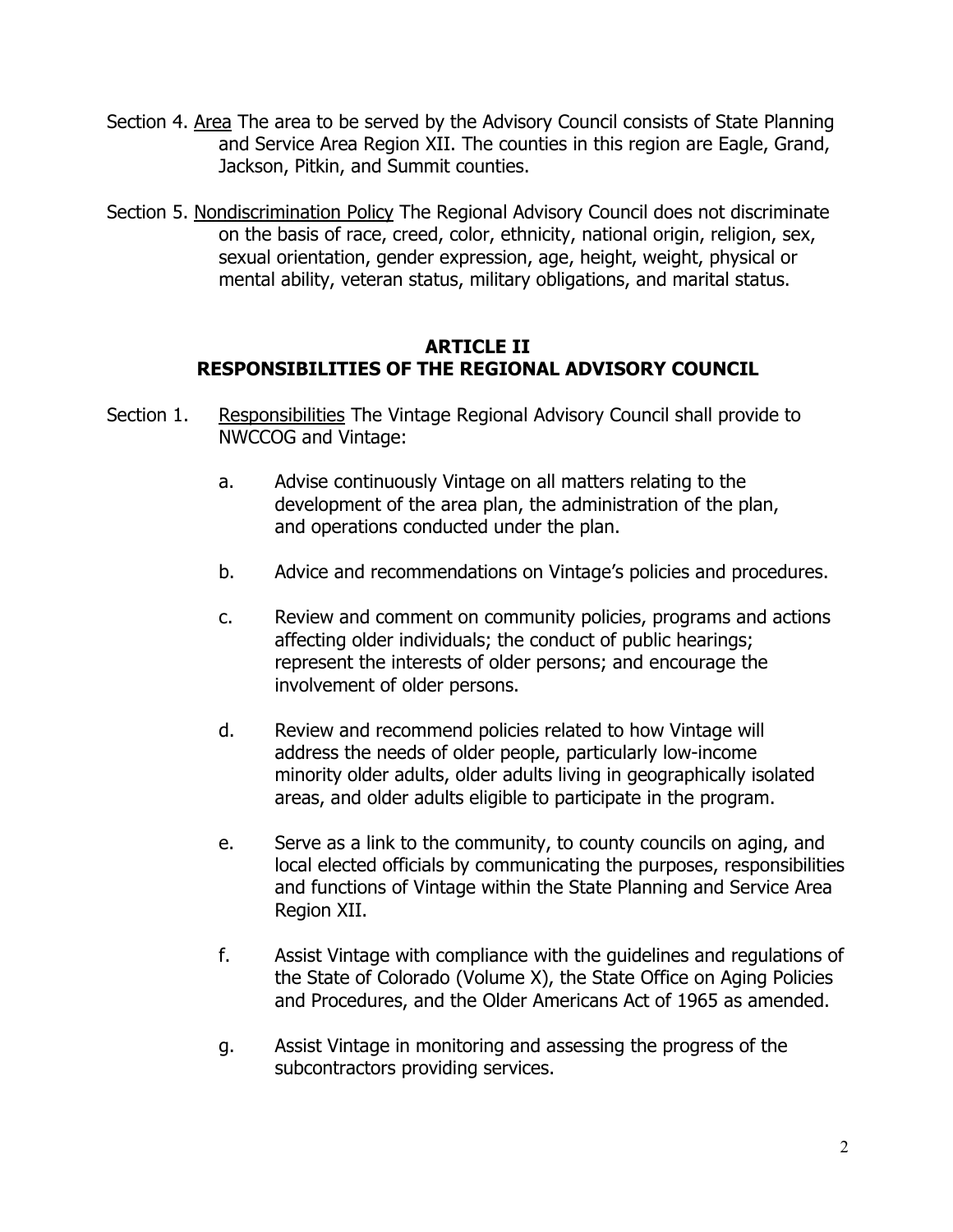Section 4. <u>Area</u> The area to be served by the Advisory Council consists of State Planning and Service Area Region XII. The counties in this region are Eagle, Grand, Jackson, Pitkin, and Summit counties.

Section 5. <u>Nondiscrimination Policy</u> The Regional Advisory Council does not discriminate on the basis of race, creed, color, ethnicity, national origin, religion, sex, sexual orientation, gender expression, age, height, weight, physical or mental ability, veteran status, military obligations, and marital status.

## ARTICLE II
## RESPONSIBILITIES OF THE REGIONAL ADVISORY COUNCIL

Section 1. <u>Responsibilities</u> The Vintage Regional Advisory Council shall provide to NWCCOG and Vintage:

a. Advise continuously Vintage on all matters relating to the development of the area plan, the administration of the plan, and operations conducted under the plan.

b. Advice and recommendations on Vintage's policies and procedures.

c. Review and comment on community policies, programs and actions affecting older individuals; the conduct of public hearings; represent the interests of older persons; and encourage the involvement of older persons.

d. Review and recommend policies related to how Vintage will address the needs of older people, particularly low-income minority older adults, older adults living in geographically isolated areas, and older adults eligible to participate in the program.

e. Serve as a link to the community, to county councils on aging, and local elected officials by communicating the purposes, responsibilities and functions of Vintage within the State Planning and Service Area Region XII.

f. Assist Vintage with compliance with the guidelines and regulations of the State of Colorado (Volume X), the State Office on Aging Policies and Procedures, and the Older Americans Act of 1965 as amended.

g. Assist Vintage in monitoring and assessing the progress of the subcontractors providing services.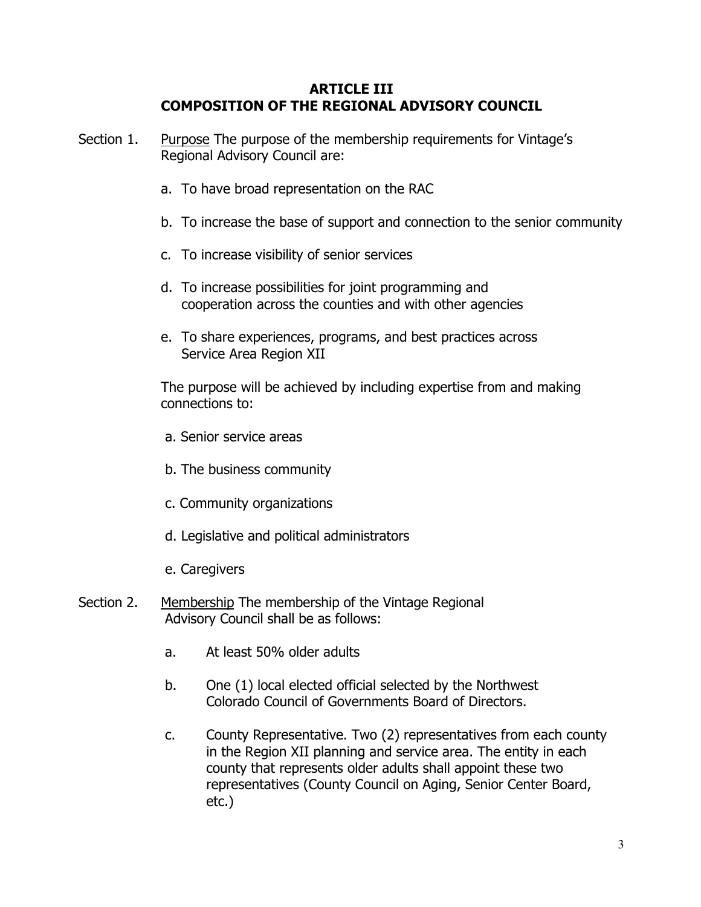# ARTICLE III
# COMPOSITION OF THE REGIONAL ADVISORY COUNCIL

Section 1. <u>Purpose</u> The purpose of the membership requirements for Vintage's Regional Advisory Council are:

a. To have broad representation on the RAC

b. To increase the base of support and connection to the senior community

c. To increase visibility of senior services

d. To increase possibilities for joint programming and cooperation across the counties and with other agencies

e. To share experiences, programs, and best practices across Service Area Region XII

The purpose will be achieved by including expertise from and making connections to:

a. Senior service areas

b. The business community

c. Community organizations

d. Legislative and political administrators

e. Caregivers

Section 2. <u>Membership</u> The membership of the Vintage Regional Advisory Council shall be as follows:

a. At least 50% older adults

b. One (1) local elected official selected by the Northwest Colorado Council of Governments Board of Directors.

c. County Representative. Two (2) representatives from each county in the Region XII planning and service area. The entity in each county that represents older adults shall appoint these two representatives (County Council on Aging, Senior Center Board, etc.)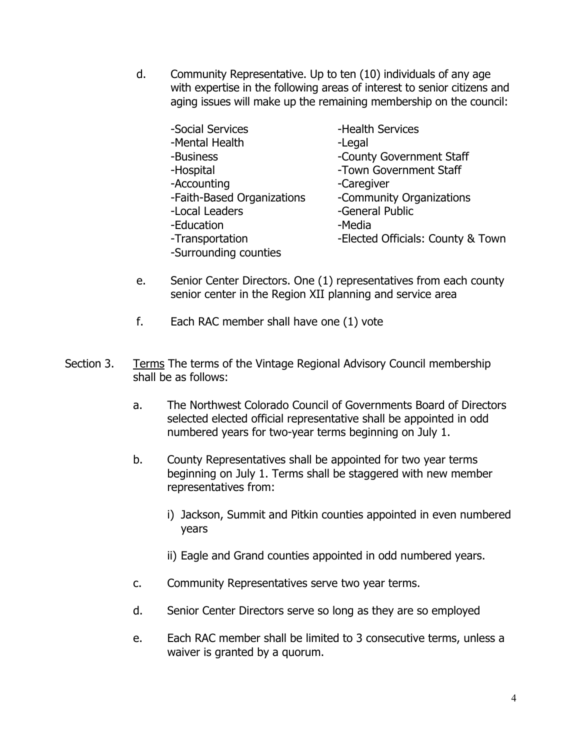d. Community Representative. Up to ten (10) individuals of any age with expertise in the following areas of interest to senior citizens and aging issues will make up the remaining membership on the council:

- -Social Services
- -Mental Health
- -Business
- -Hospital
- -Accounting
- -Faith-Based Organizations
- -Local Leaders
- -Education
- -Transportation
- -Surrounding counties
- -Health Services
- -Legal
- -County Government Staff
- -Town Government Staff
- -Caregiver
- -Community Organizations
- -General Public
- -Media
- -Elected Officials: County & Town

e. Senior Center Directors. One (1) representatives from each county senior center in the Region XII planning and service area

f. Each RAC member shall have one (1) vote

Section 3. Terms The terms of the Vintage Regional Advisory Council membership shall be as follows:

a. The Northwest Colorado Council of Governments Board of Directors selected elected official representative shall be appointed in odd numbered years for two-year terms beginning on July 1.

b. County Representatives shall be appointed for two year terms beginning on July 1. Terms shall be staggered with new member representatives from:

i) Jackson, Summit and Pitkin counties appointed in even numbered years

ii) Eagle and Grand counties appointed in odd numbered years.

c. Community Representatives serve two year terms.

d. Senior Center Directors serve so long as they are so employed

e. Each RAC member shall be limited to 3 consecutive terms, unless a waiver is granted by a quorum.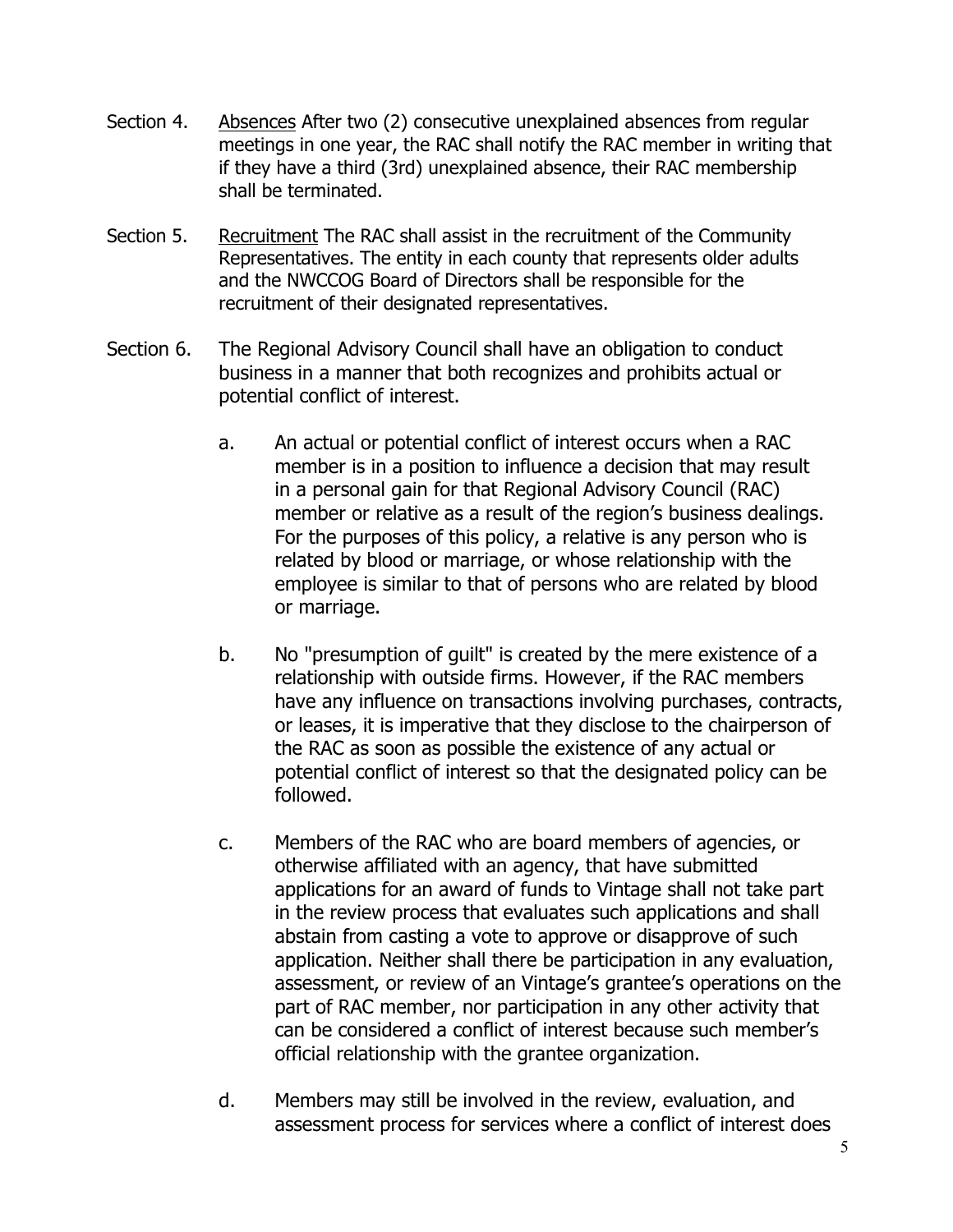Section 4. <u>Absences</u> After two (2) consecutive unexplained absences from regular meetings in one year, the RAC shall notify the RAC member in writing that if they have a third (3rd) unexplained absence, their RAC membership shall be terminated.

Section 5. <u>Recruitment</u> The RAC shall assist in the recruitment of the Community Representatives. The entity in each county that represents older adults and the NWCCOG Board of Directors shall be responsible for the recruitment of their designated representatives.

Section 6. The Regional Advisory Council shall have an obligation to conduct business in a manner that both recognizes and prohibits actual or potential conflict of interest.

a. An actual or potential conflict of interest occurs when a RAC member is in a position to influence a decision that may result in a personal gain for that Regional Advisory Council (RAC) member or relative as a result of the region's business dealings. For the purposes of this policy, a relative is any person who is related by blood or marriage, or whose relationship with the employee is similar to that of persons who are related by blood or marriage.

b. No "presumption of guilt" is created by the mere existence of a relationship with outside firms. However, if the RAC members have any influence on transactions involving purchases, contracts, or leases, it is imperative that they disclose to the chairperson of the RAC as soon as possible the existence of any actual or potential conflict of interest so that the designated policy can be followed.

c. Members of the RAC who are board members of agencies, or otherwise affiliated with an agency, that have submitted applications for an award of funds to Vintage shall not take part in the review process that evaluates such applications and shall abstain from casting a vote to approve or disapprove of such application. Neither shall there be participation in any evaluation, assessment, or review of an Vintage's grantee's operations on the part of RAC member, nor participation in any other activity that can be considered a conflict of interest because such member's official relationship with the grantee organization.

d. Members may still be involved in the review, evaluation, and assessment process for services where a conflict of interest does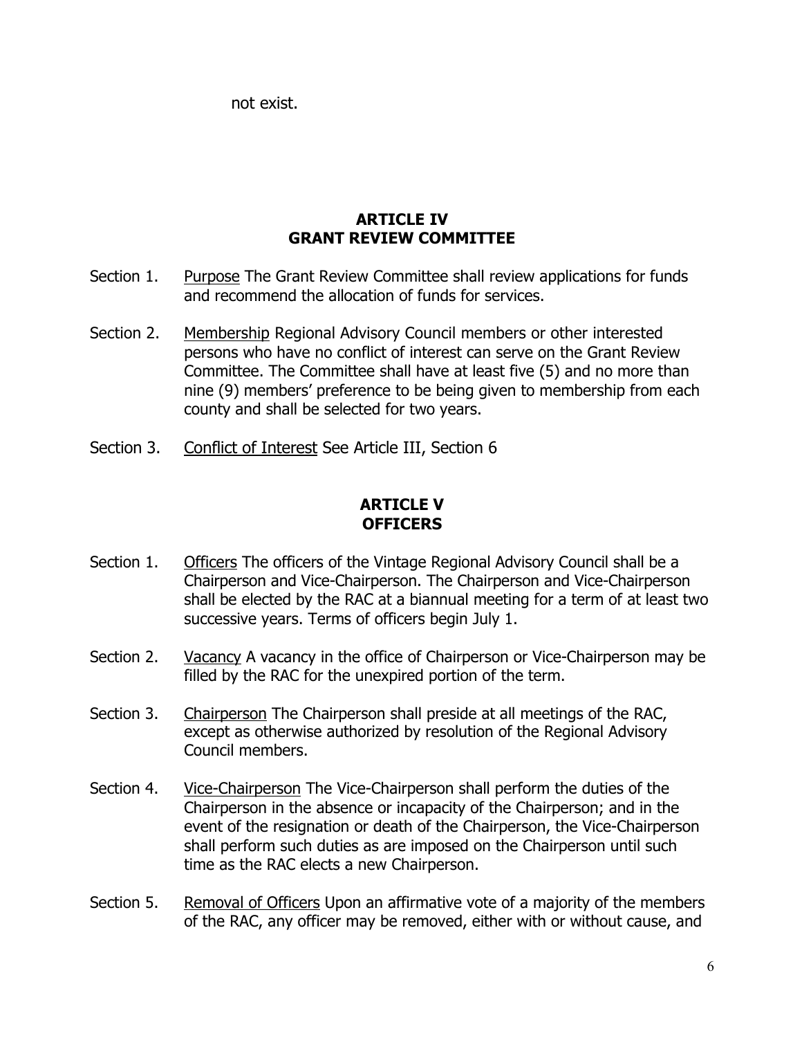not exist.

## ARTICLE IV
## GRANT REVIEW COMMITTEE

Section 1. Purpose The Grant Review Committee shall review applications for funds and recommend the allocation of funds for services.

Section 2. Membership Regional Advisory Council members or other interested persons who have no conflict of interest can serve on the Grant Review Committee. The Committee shall have at least five (5) and no more than nine (9) members' preference to be being given to membership from each county and shall be selected for two years.

Section 3. Conflict of Interest See Article III, Section 6

## ARTICLE V
## OFFICERS

Section 1. Officers The officers of the Vintage Regional Advisory Council shall be a Chairperson and Vice-Chairperson. The Chairperson and Vice-Chairperson shall be elected by the RAC at a biannual meeting for a term of at least two successive years. Terms of officers begin July 1.

Section 2. Vacancy A vacancy in the office of Chairperson or Vice-Chairperson may be filled by the RAC for the unexpired portion of the term.

Section 3. Chairperson The Chairperson shall preside at all meetings of the RAC, except as otherwise authorized by resolution of the Regional Advisory Council members.

Section 4. Vice-Chairperson The Vice-Chairperson shall perform the duties of the Chairperson in the absence or incapacity of the Chairperson; and in the event of the resignation or death of the Chairperson, the Vice-Chairperson shall perform such duties as are imposed on the Chairperson until such time as the RAC elects a new Chairperson.

Section 5. Removal of Officers Upon an affirmative vote of a majority of the members of the RAC, any officer may be removed, either with or without cause, and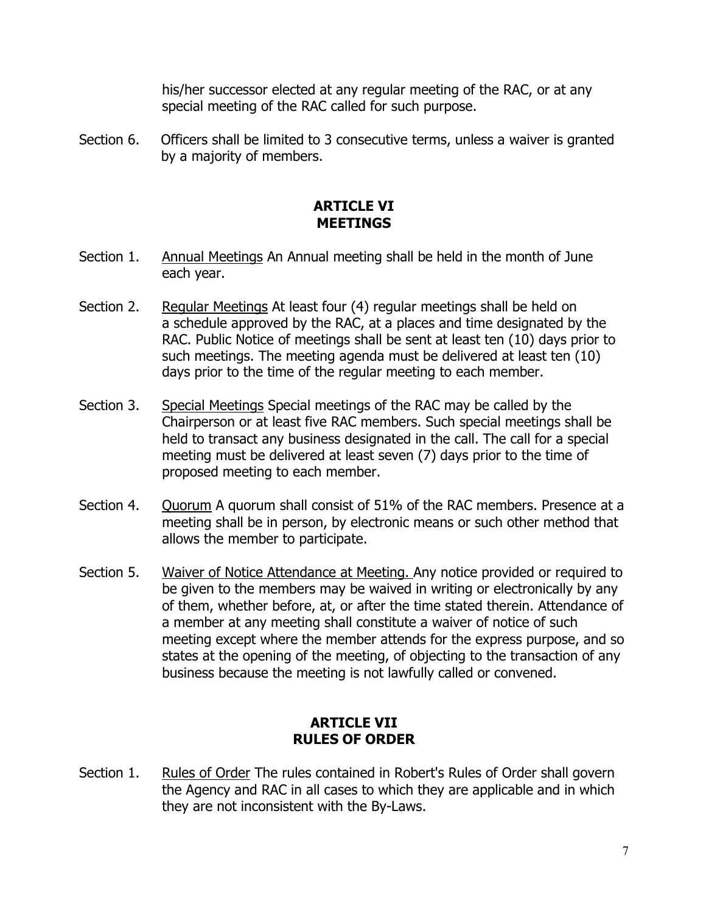his/her successor elected at any regular meeting of the RAC, or at any special meeting of the RAC called for such purpose.

Section 6. Officers shall be limited to 3 consecutive terms, unless a waiver is granted by a majority of members.

## ARTICLE VI
## MEETINGS

Section 1. Annual Meetings An Annual meeting shall be held in the month of June each year.

Section 2. Regular Meetings At least four (4) regular meetings shall be held on a schedule approved by the RAC, at a places and time designated by the RAC. Public Notice of meetings shall be sent at least ten (10) days prior to such meetings. The meeting agenda must be delivered at least ten (10) days prior to the time of the regular meeting to each member.

Section 3. Special Meetings Special meetings of the RAC may be called by the Chairperson or at least five RAC members. Such special meetings shall be held to transact any business designated in the call. The call for a special meeting must be delivered at least seven (7) days prior to the time of proposed meeting to each member.

Section 4. Quorum A quorum shall consist of 51% of the RAC members. Presence at a meeting shall be in person, by electronic means or such other method that allows the member to participate.

Section 5. Waiver of Notice Attendance at Meeting. Any notice provided or required to be given to the members may be waived in writing or electronically by any of them, whether before, at, or after the time stated therein. Attendance of a member at any meeting shall constitute a waiver of notice of such meeting except where the member attends for the express purpose, and so states at the opening of the meeting, of objecting to the transaction of any business because the meeting is not lawfully called or convened.

## ARTICLE VII
## RULES OF ORDER

Section 1. Rules of Order The rules contained in Robert's Rules of Order shall govern the Agency and RAC in all cases to which they are applicable and in which they are not inconsistent with the By-Laws.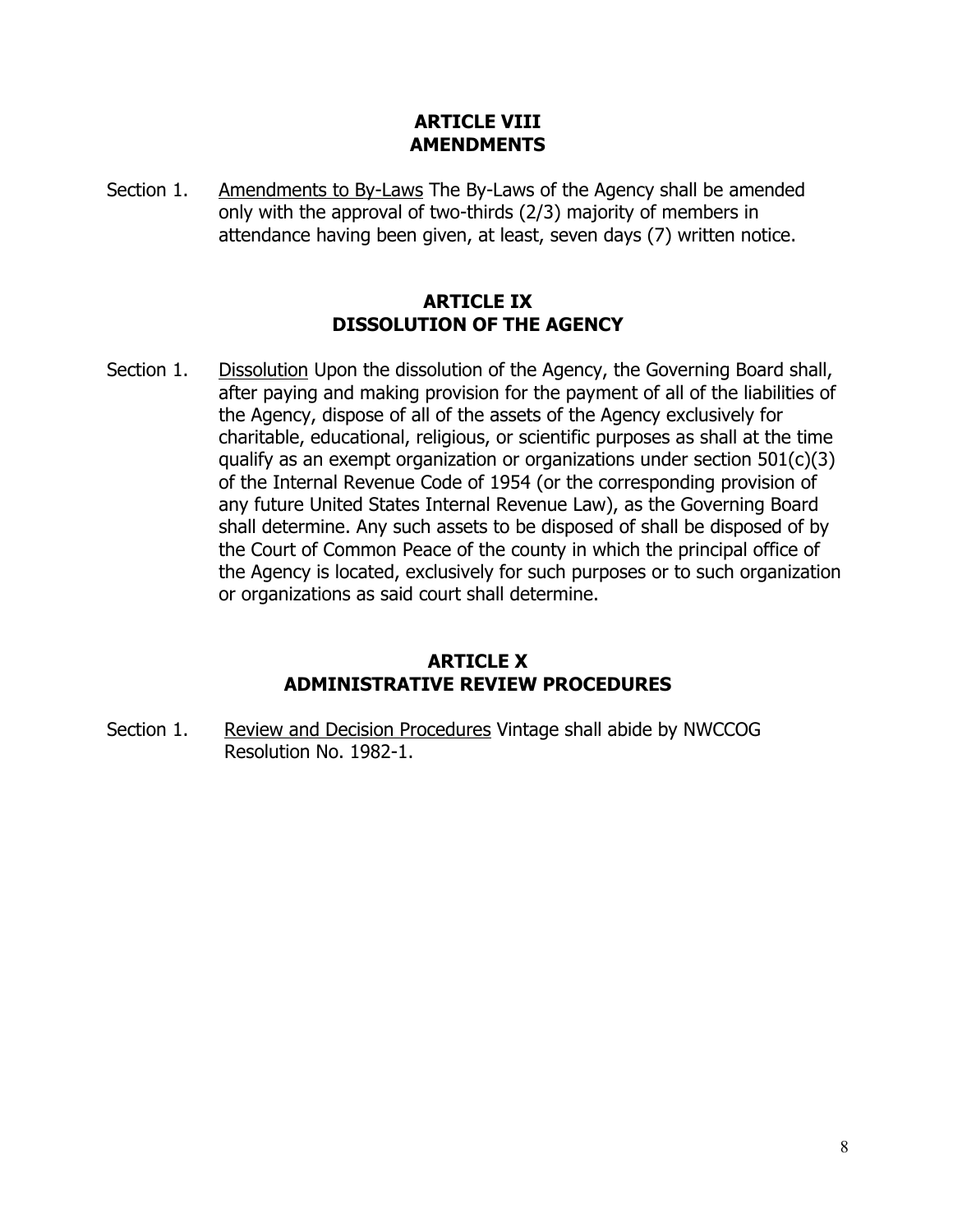## ARTICLE VIII
## AMENDMENTS

Section 1. Amendments to By-Laws The By-Laws of the Agency shall be amended only with the approval of two-thirds (2/3) majority of members in attendance having been given, at least, seven days (7) written notice.

## ARTICLE IX
## DISSOLUTION OF THE AGENCY

Section 1. Dissolution Upon the dissolution of the Agency, the Governing Board shall, after paying and making provision for the payment of all of the liabilities of the Agency, dispose of all of the assets of the Agency exclusively for charitable, educational, religious, or scientific purposes as shall at the time qualify as an exempt organization or organizations under section 501(c)(3) of the Internal Revenue Code of 1954 (or the corresponding provision of any future United States Internal Revenue Law), as the Governing Board shall determine. Any such assets to be disposed of shall be disposed of by the Court of Common Peace of the county in which the principal office of the Agency is located, exclusively for such purposes or to such organization or organizations as said court shall determine.

## ARTICLE X
## ADMINISTRATIVE REVIEW PROCEDURES

Section 1. Review and Decision Procedures Vintage shall abide by NWCCOG Resolution No. 1982-1.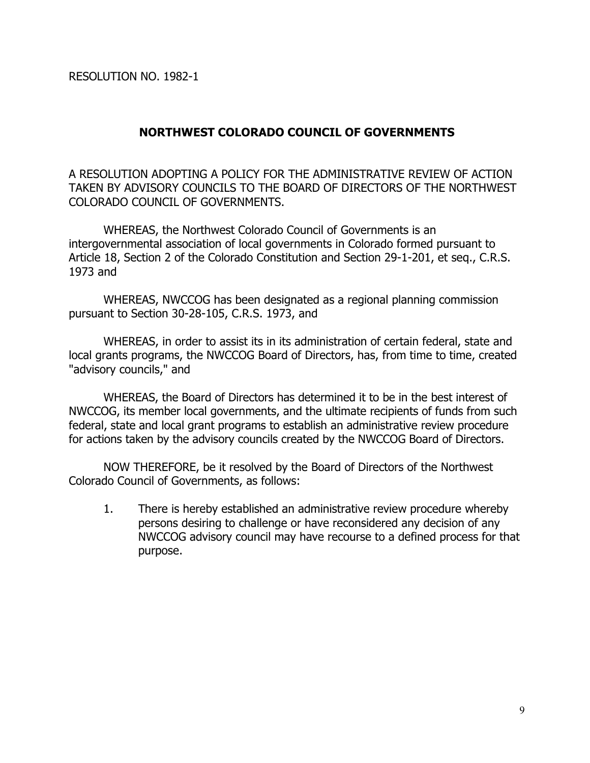RESOLUTION NO. 1982-1

## NORTHWEST COLORADO COUNCIL OF GOVERNMENTS

A RESOLUTION ADOPTING A POLICY FOR THE ADMINISTRATIVE REVIEW OF ACTION TAKEN BY ADVISORY COUNCILS TO THE BOARD OF DIRECTORS OF THE NORTHWEST COLORADO COUNCIL OF GOVERNMENTS.

WHEREAS, the Northwest Colorado Council of Governments is an intergovernmental association of local governments in Colorado formed pursuant to Article 18, Section 2 of the Colorado Constitution and Section 29-1-201, et seq., C.R.S. 1973 and

WHEREAS, NWCCOG has been designated as a regional planning commission pursuant to Section 30-28-105, C.R.S. 1973, and

WHEREAS, in order to assist its in its administration of certain federal, state and local grants programs, the NWCCOG Board of Directors, has, from time to time, created "advisory councils," and

WHEREAS, the Board of Directors has determined it to be in the best interest of NWCCOG, its member local governments, and the ultimate recipients of funds from such federal, state and local grant programs to establish an administrative review procedure for actions taken by the advisory councils created by the NWCCOG Board of Directors.

NOW THEREFORE, be it resolved by the Board of Directors of the Northwest Colorado Council of Governments, as follows:

1. There is hereby established an administrative review procedure whereby persons desiring to challenge or have reconsidered any decision of any NWCCOG advisory council may have recourse to a defined process for that purpose.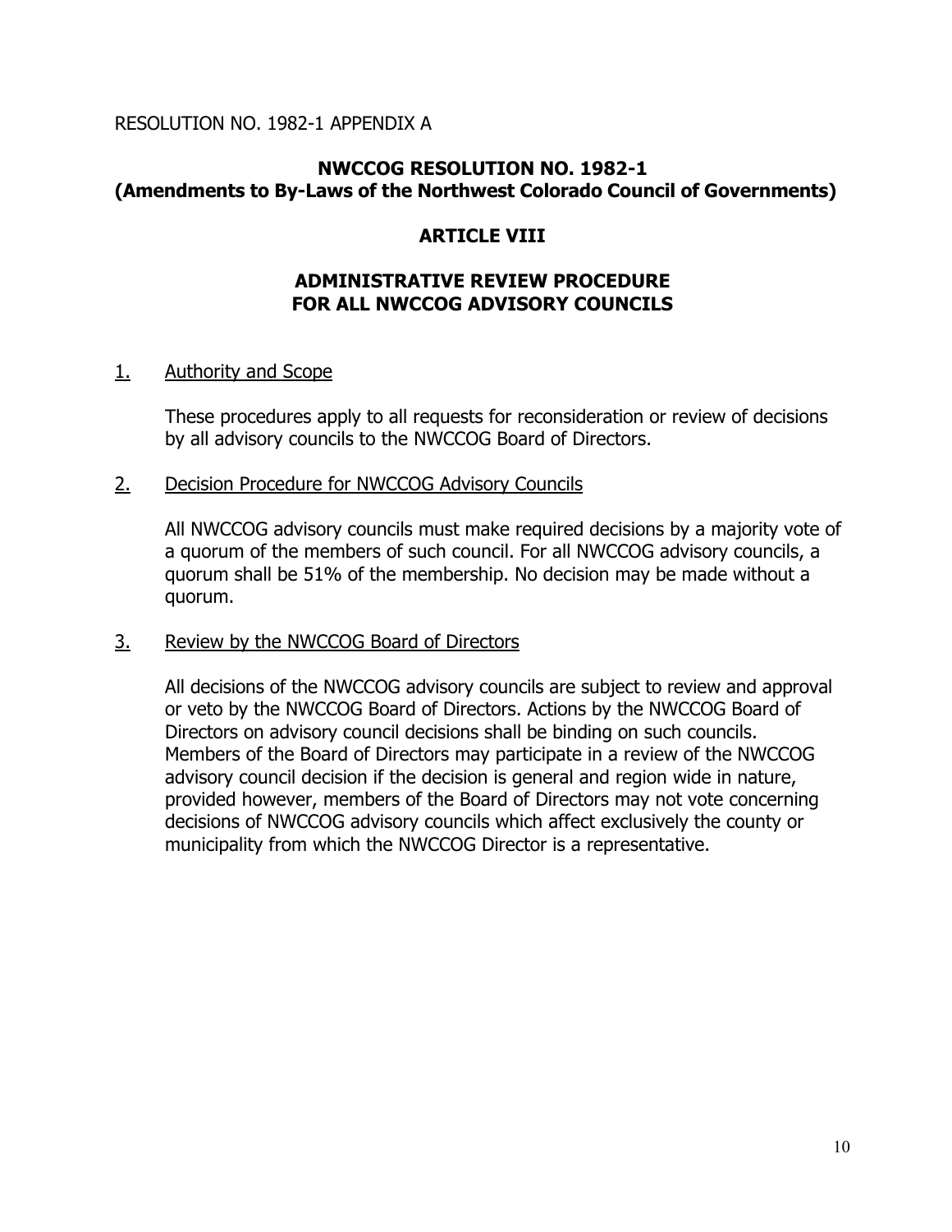RESOLUTION NO. 1982-1 APPENDIX A

## NWCCOG RESOLUTION NO. 1982-1
## (Amendments to By-Laws of the Northwest Colorado Council of Governments)

## ARTICLE VIII

## ADMINISTRATIVE REVIEW PROCEDURE FOR ALL NWCCOG ADVISORY COUNCILS

1. Authority and Scope

   These procedures apply to all requests for reconsideration or review of decisions by all advisory councils to the NWCCOG Board of Directors.

2. Decision Procedure for NWCCOG Advisory Councils

   All NWCCOG advisory councils must make required decisions by a majority vote of a quorum of the members of such council. For all NWCCOG advisory councils, a quorum shall be 51% of the membership. No decision may be made without a quorum.

3. Review by the NWCCOG Board of Directors

   All decisions of the NWCCOG advisory councils are subject to review and approval or veto by the NWCCOG Board of Directors. Actions by the NWCCOG Board of Directors on advisory council decisions shall be binding on such councils. Members of the Board of Directors may participate in a review of the NWCCOG advisory council decision if the decision is general and region wide in nature, provided however, members of the Board of Directors may not vote concerning decisions of NWCCOG advisory councils which affect exclusively the county or municipality from which the NWCCOG Director is a representative.